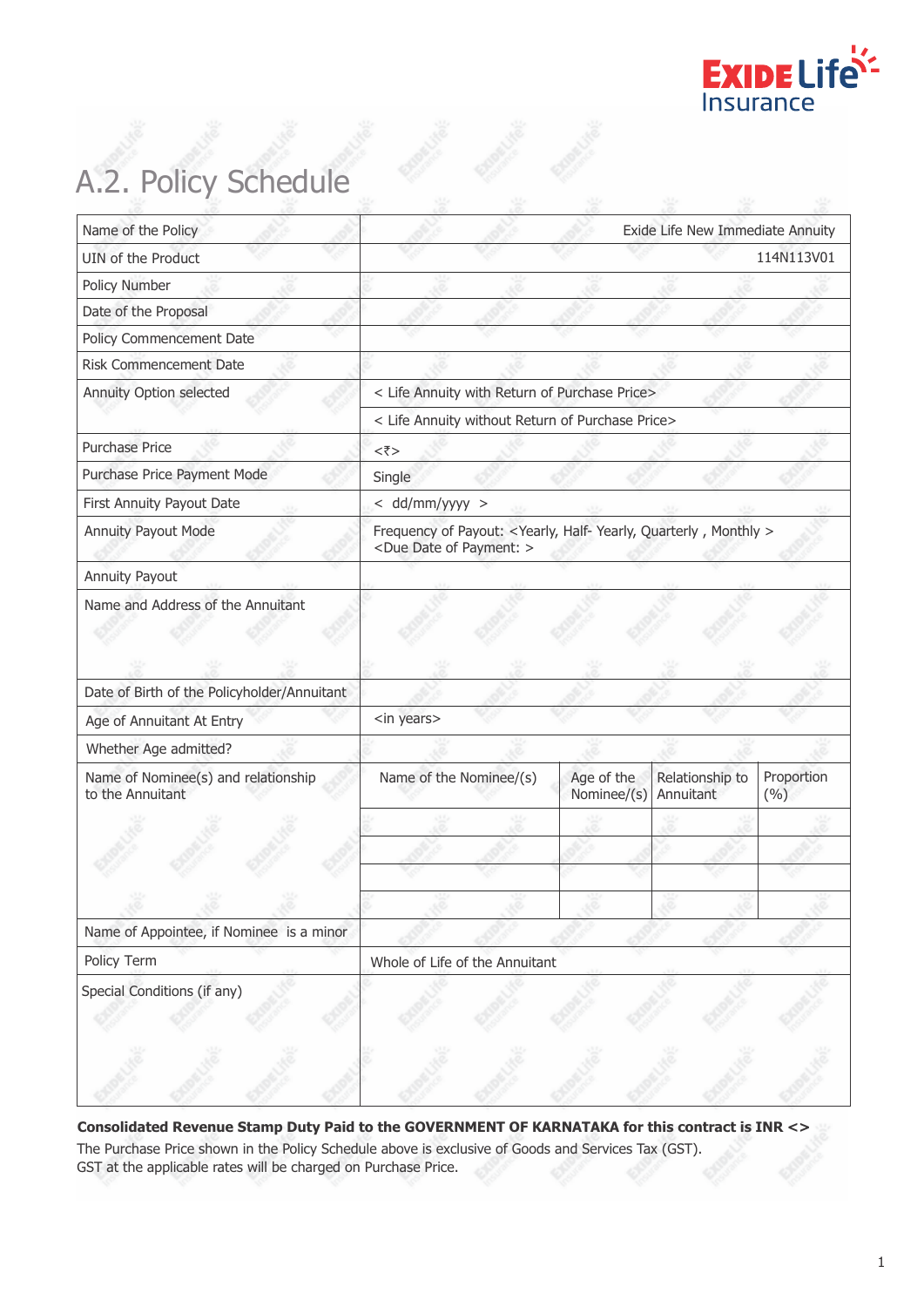# A.2. Policy Schedule

| | | | | |
|---|---|---|---|---|
| Name of the Policy | Exide Life New Immediate Annuity | | | |
| UIN of the Product | 114N113V01 | | | |
| Policy Number | | | | |
| Date of the Proposal | | | | |
| Policy Commencement Date | | | | |
| Risk Commencement Date | | | | |
| Annuity Option selected | < Life Annuity with Return of Purchase Price> | | | |
| | < Life Annuity without Return of Purchase Price> | | | |
| Purchase Price | <₹> | | | |
| Purchase Price Payment Mode | Single | | | |
| First Annuity Payout Date | < dd/mm/yyyy > | | | |
| Annuity Payout Mode | Frequency of Payout: <Yearly, Half- Yearly, Quarterly , Monthly > <Due Date of Payment: > | | | |
| Annuity Payout | | | | |
| Name and Address of the Annuitant | | | | |
| Date of Birth of the Policyholder/Annuitant | | | | |
| Age of Annuitant At Entry | <in years> | | | |
| Whether Age admitted? | | | | |
| Name of Nominee(s) and relationship to the Annuitant | Name of the Nominee/(s) | Age of the Nominee/(s) | Relationship to Annuitant | Proportion (%) |
| | | | | |
| | | | | |
| | | | | |
| | | | | |
| Name of Appointee, if Nominee is a minor | | | | |
| Policy Term | Whole of Life of the Annuitant | | | |
| Special Conditions (if any) | | | | |

**Consolidated Revenue Stamp Duty Paid to the GOVERNMENT OF KARNATAKA for this contract is INR <>**

The Purchase Price shown in the Policy Schedule above is exclusive of Goods and Services Tax (GST).
GST at the applicable rates will be charged on Purchase Price.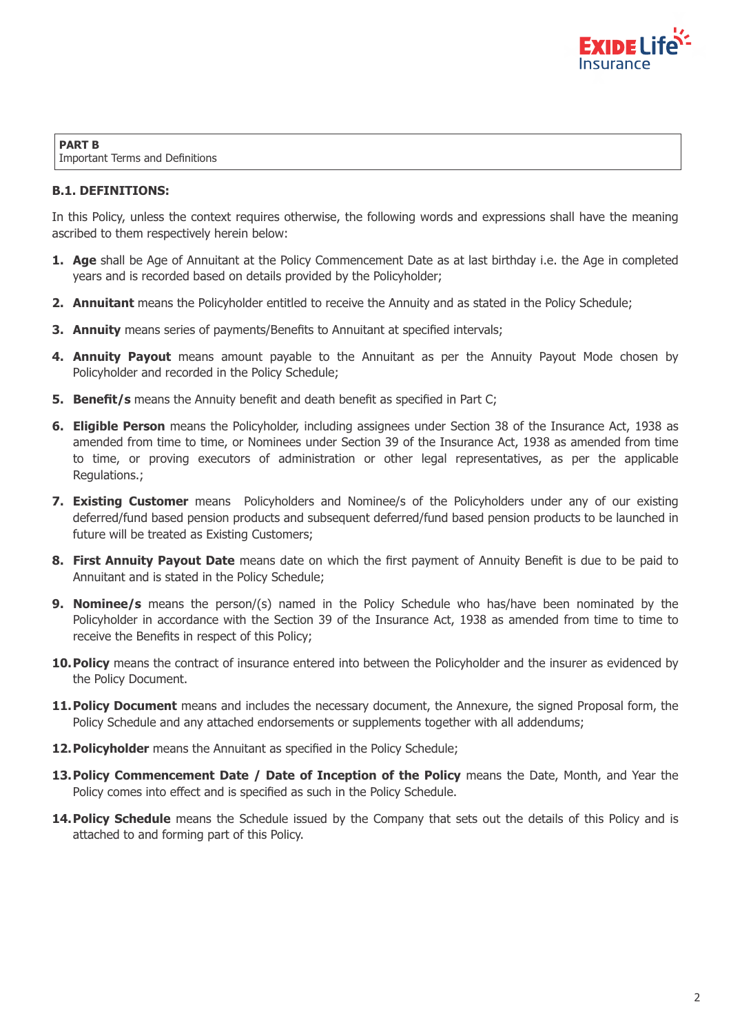**PART B**
Important Terms and Definitions

### B.1. DEFINITIONS:

In this Policy, unless the context requires otherwise, the following words and expressions shall have the meaning ascribed to them respectively herein below:

1. **Age** shall be Age of Annuitant at the Policy Commencement Date as at last birthday i.e. the Age in completed years and is recorded based on details provided by the Policyholder;
2. **Annuitant** means the Policyholder entitled to receive the Annuity and as stated in the Policy Schedule;
3. **Annuity** means series of payments/Benefits to Annuitant at specified intervals;
4. **Annuity Payout** means amount payable to the Annuitant as per the Annuity Payout Mode chosen by Policyholder and recorded in the Policy Schedule;
5. **Benefit/s** means the Annuity benefit and death benefit as specified in Part C;
6. **Eligible Person** means the Policyholder, including assignees under Section 38 of the Insurance Act, 1938 as amended from time to time, or Nominees under Section 39 of the Insurance Act, 1938 as amended from time to time, or proving executors of administration or other legal representatives, as per the applicable Regulations.;
7. **Existing Customer** means Policyholders and Nominee/s of the Policyholders under any of our existing deferred/fund based pension products and subsequent deferred/fund based pension products to be launched in future will be treated as Existing Customers;
8. **First Annuity Payout Date** means date on which the first payment of Annuity Benefit is due to be paid to Annuitant and is stated in the Policy Schedule;
9. **Nominee/s** means the person/(s) named in the Policy Schedule who has/have been nominated by the Policyholder in accordance with the Section 39 of the Insurance Act, 1938 as amended from time to time to receive the Benefits in respect of this Policy;
10. **Policy** means the contract of insurance entered into between the Policyholder and the insurer as evidenced by the Policy Document.
11. **Policy Document** means and includes the necessary document, the Annexure, the signed Proposal form, the Policy Schedule and any attached endorsements or supplements together with all addendums;
12. **Policyholder** means the Annuitant as specified in the Policy Schedule;
13. **Policy Commencement Date / Date of Inception of the Policy** means the Date, Month, and Year the Policy comes into effect and is specified as such in the Policy Schedule.
14. **Policy Schedule** means the Schedule issued by the Company that sets out the details of this Policy and is attached to and forming part of this Policy.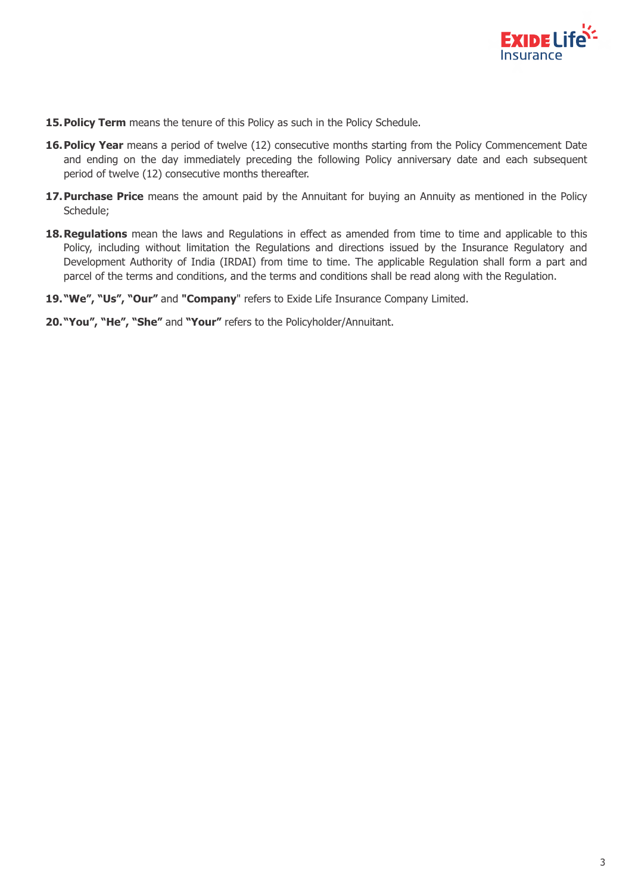15. **Policy Term** means the tenure of this Policy as such in the Policy Schedule.

16. **Policy Year** means a period of twelve (12) consecutive months starting from the Policy Commencement Date and ending on the day immediately preceding the following Policy anniversary date and each subsequent period of twelve (12) consecutive months thereafter.

17. **Purchase Price** means the amount paid by the Annuitant for buying an Annuity as mentioned in the Policy Schedule;

18. **Regulations** mean the laws and Regulations in effect as amended from time to time and applicable to this Policy, including without limitation the Regulations and directions issued by the Insurance Regulatory and Development Authority of India (IRDAI) from time to time. The applicable Regulation shall form a part and parcel of the terms and conditions, and the terms and conditions shall be read along with the Regulation.

19. **"We", "Us", "Our"** and **"Company"** refers to Exide Life Insurance Company Limited.

20. **"You", "He", "She"** and **"Your"** refers to the Policyholder/Annuitant.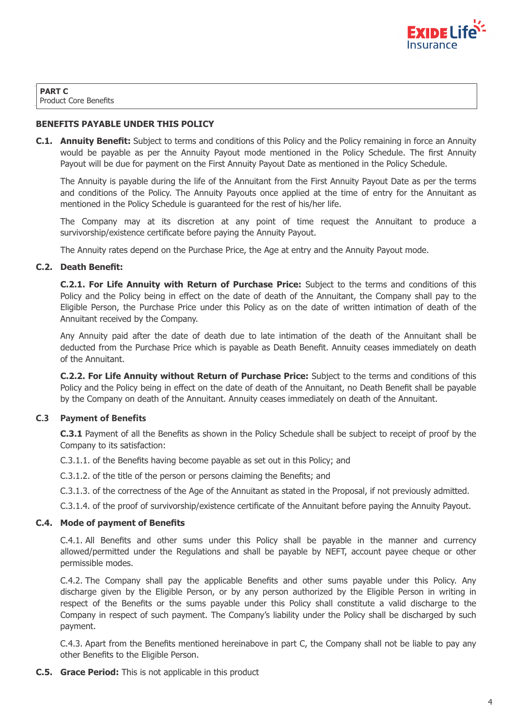**PART C**
Product Core Benefits

**BENEFITS PAYABLE UNDER THIS POLICY**

**C.1. Annuity Benefit:** Subject to terms and conditions of this Policy and the Policy remaining in force an Annuity would be payable as per the Annuity Payout mode mentioned in the Policy Schedule. The first Annuity Payout will be due for payment on the First Annuity Payout Date as mentioned in the Policy Schedule.

The Annuity is payable during the life of the Annuitant from the First Annuity Payout Date as per the terms and conditions of the Policy. The Annuity Payouts once applied at the time of entry for the Annuitant as mentioned in the Policy Schedule is guaranteed for the rest of his/her life.

The Company may at its discretion at any point of time request the Annuitant to produce a survivorship/existence certificate before paying the Annuity Payout.

The Annuity rates depend on the Purchase Price, the Age at entry and the Annuity Payout mode.

**C.2. Death Benefit:**

**C.2.1. For Life Annuity with Return of Purchase Price:** Subject to the terms and conditions of this Policy and the Policy being in effect on the date of death of the Annuitant, the Company shall pay to the Eligible Person, the Purchase Price under this Policy as on the date of written intimation of death of the Annuitant received by the Company.

Any Annuity paid after the date of death due to late intimation of the death of the Annuitant shall be deducted from the Purchase Price which is payable as Death Benefit. Annuity ceases immediately on death of the Annuitant.

**C.2.2. For Life Annuity without Return of Purchase Price:** Subject to the terms and conditions of this Policy and the Policy being in effect on the date of death of the Annuitant, no Death Benefit shall be payable by the Company on death of the Annuitant. Annuity ceases immediately on death of the Annuitant.

**C.3 Payment of Benefits**

**C.3.1** Payment of all the Benefits as shown in the Policy Schedule shall be subject to receipt of proof by the Company to its satisfaction:

C.3.1.1. of the Benefits having become payable as set out in this Policy; and

C.3.1.2. of the title of the person or persons claiming the Benefits; and

C.3.1.3. of the correctness of the Age of the Annuitant as stated in the Proposal, if not previously admitted.

C.3.1.4. of the proof of survivorship/existence certificate of the Annuitant before paying the Annuity Payout.

**C.4. Mode of payment of Benefits**

C.4.1. All Benefits and other sums under this Policy shall be payable in the manner and currency allowed/permitted under the Regulations and shall be payable by NEFT, account payee cheque or other permissible modes.

C.4.2. The Company shall pay the applicable Benefits and other sums payable under this Policy. Any discharge given by the Eligible Person, or by any person authorized by the Eligible Person in writing in respect of the Benefits or the sums payable under this Policy shall constitute a valid discharge to the Company in respect of such payment. The Company's liability under the Policy shall be discharged by such payment.

C.4.3. Apart from the Benefits mentioned hereinabove in part C, the Company shall not be liable to pay any other Benefits to the Eligible Person.

**C.5. Grace Period:** This is not applicable in this product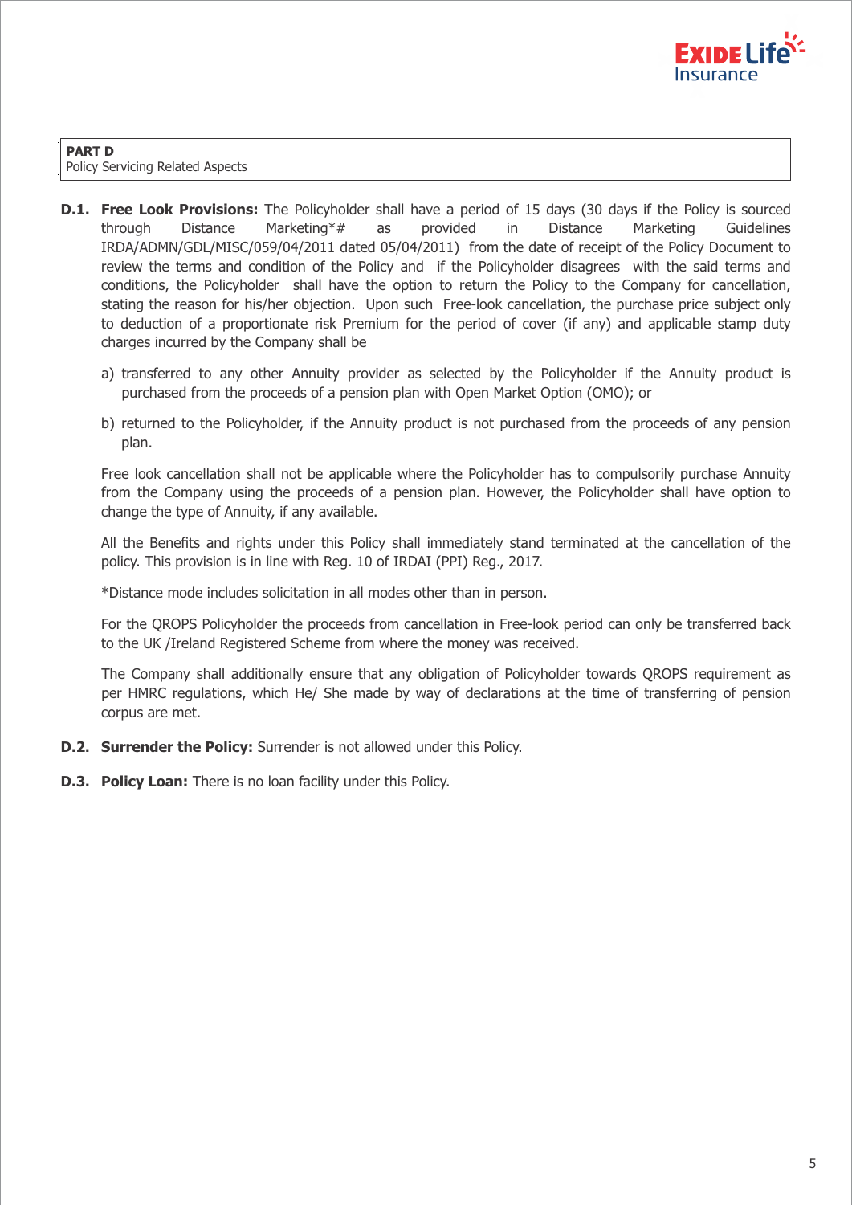**PART D**
Policy Servicing Related Aspects

**D.1. Free Look Provisions:** The Policyholder shall have a period of 15 days (30 days if the Policy is sourced through Distance Marketing*# as provided in Distance Marketing Guidelines IRDA/ADMN/GDL/MISC/059/04/2011 dated 05/04/2011) from the date of receipt of the Policy Document to review the terms and condition of the Policy and if the Policyholder disagrees with the said terms and conditions, the Policyholder shall have the option to return the Policy to the Company for cancellation, stating the reason for his/her objection. Upon such Free-look cancellation, the purchase price subject only to deduction of a proportionate risk Premium for the period of cover (if any) and applicable stamp duty charges incurred by the Company shall be

a) transferred to any other Annuity provider as selected by the Policyholder if the Annuity product is purchased from the proceeds of a pension plan with Open Market Option (OMO); or

b) returned to the Policyholder, if the Annuity product is not purchased from the proceeds of any pension plan.

Free look cancellation shall not be applicable where the Policyholder has to compulsorily purchase Annuity from the Company using the proceeds of a pension plan. However, the Policyholder shall have option to change the type of Annuity, if any available.

All the Benefits and rights under this Policy shall immediately stand terminated at the cancellation of the policy. This provision is in line with Reg. 10 of IRDAI (PPI) Reg., 2017.

*Distance mode includes solicitation in all modes other than in person.

For the QROPS Policyholder the proceeds from cancellation in Free-look period can only be transferred back to the UK /Ireland Registered Scheme from where the money was received.

The Company shall additionally ensure that any obligation of Policyholder towards QROPS requirement as per HMRC regulations, which He/ She made by way of declarations at the time of transferring of pension corpus are met.

**D.2. Surrender the Policy:** Surrender is not allowed under this Policy.

**D.3. Policy Loan:** There is no loan facility under this Policy.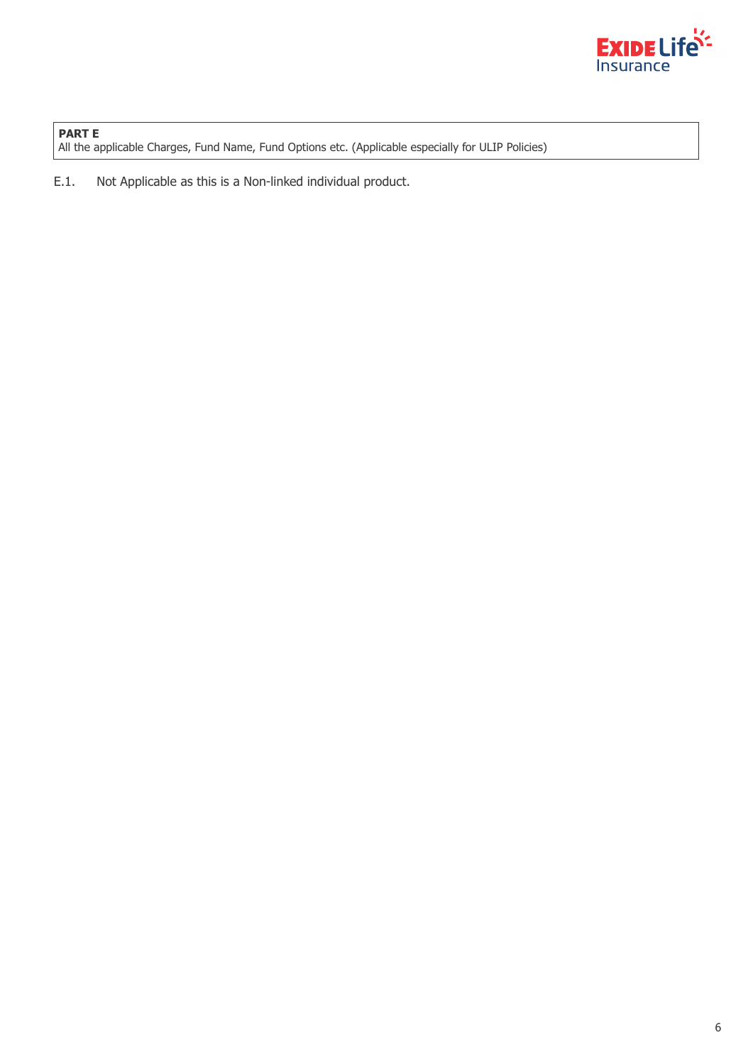**PART E**
All the applicable Charges, Fund Name, Fund Options etc. (Applicable especially for ULIP Policies)

E.1. Not Applicable as this is a Non-linked individual product.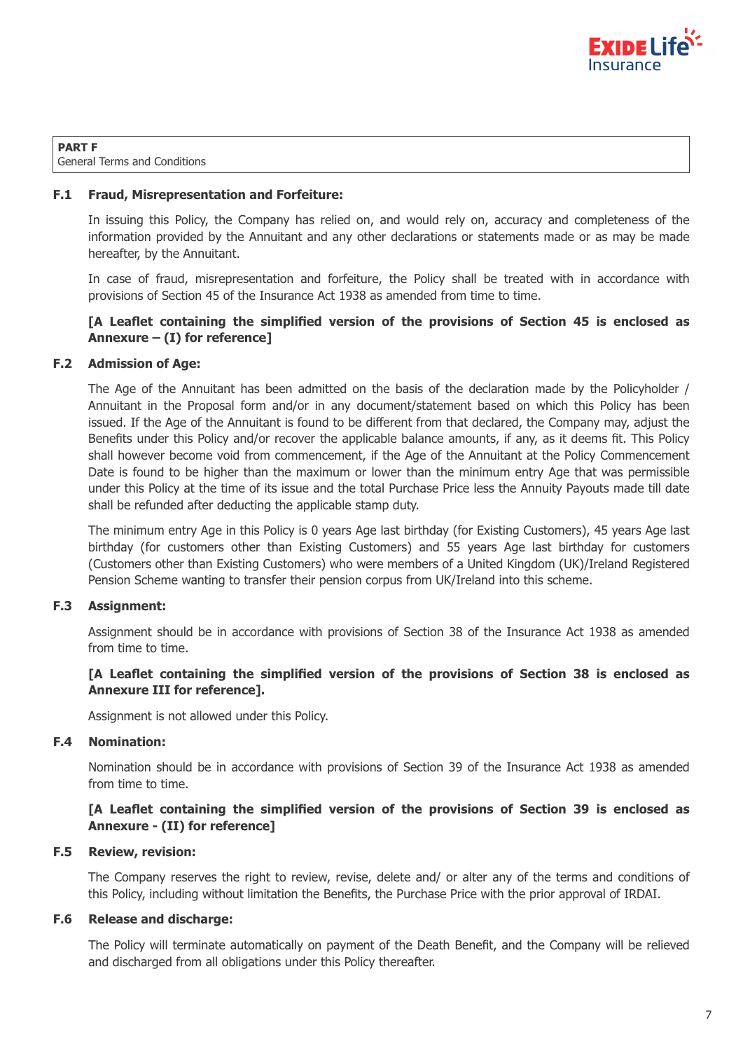**PART F**
General Terms and Conditions

### F.1 Fraud, Misrepresentation and Forfeiture:

In issuing this Policy, the Company has relied on, and would rely on, accuracy and completeness of the information provided by the Annuitant and any other declarations or statements made or as may be made hereafter, by the Annuitant.

In case of fraud, misrepresentation and forfeiture, the Policy shall be treated with in accordance with provisions of Section 45 of the Insurance Act 1938 as amended from time to time.

**[A Leaflet containing the simplified version of the provisions of Section 45 is enclosed as Annexure – (I) for reference]**

### F.2 Admission of Age:

The Age of the Annuitant has been admitted on the basis of the declaration made by the Policyholder / Annuitant in the Proposal form and/or in any document/statement based on which this Policy has been issued. If the Age of the Annuitant is found to be different from that declared, the Company may, adjust the Benefits under this Policy and/or recover the applicable balance amounts, if any, as it deems fit. This Policy shall however become void from commencement, if the Age of the Annuitant at the Policy Commencement Date is found to be higher than the maximum or lower than the minimum entry Age that was permissible under this Policy at the time of its issue and the total Purchase Price less the Annuity Payouts made till date shall be refunded after deducting the applicable stamp duty.

The minimum entry Age in this Policy is 0 years Age last birthday (for Existing Customers), 45 years Age last birthday (for customers other than Existing Customers) and 55 years Age last birthday for customers (Customers other than Existing Customers) who were members of a United Kingdom (UK)/Ireland Registered Pension Scheme wanting to transfer their pension corpus from UK/Ireland into this scheme.

### F.3 Assignment:

Assignment should be in accordance with provisions of Section 38 of the Insurance Act 1938 as amended from time to time.

**[A Leaflet containing the simplified version of the provisions of Section 38 is enclosed as Annexure III for reference].**

Assignment is not allowed under this Policy.

### F.4 Nomination:

Nomination should be in accordance with provisions of Section 39 of the Insurance Act 1938 as amended from time to time.

**[A Leaflet containing the simplified version of the provisions of Section 39 is enclosed as Annexure - (II) for reference]**

### F.5 Review, revision:

The Company reserves the right to review, revise, delete and/ or alter any of the terms and conditions of this Policy, including without limitation the Benefits, the Purchase Price with the prior approval of IRDAI.

### F.6 Release and discharge:

The Policy will terminate automatically on payment of the Death Benefit, and the Company will be relieved and discharged from all obligations under this Policy thereafter.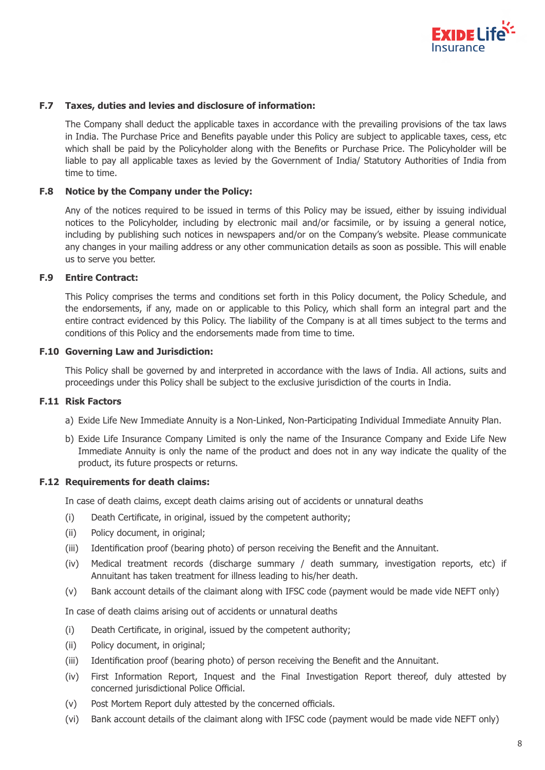### F.7 Taxes, duties and levies and disclosure of information:

The Company shall deduct the applicable taxes in accordance with the prevailing provisions of the tax laws in India. The Purchase Price and Benefits payable under this Policy are subject to applicable taxes, cess, etc which shall be paid by the Policyholder along with the Benefits or Purchase Price. The Policyholder will be liable to pay all applicable taxes as levied by the Government of India/ Statutory Authorities of India from time to time.

### F.8 Notice by the Company under the Policy:

Any of the notices required to be issued in terms of this Policy may be issued, either by issuing individual notices to the Policyholder, including by electronic mail and/or facsimile, or by issuing a general notice, including by publishing such notices in newspapers and/or on the Company's website. Please communicate any changes in your mailing address or any other communication details as soon as possible. This will enable us to serve you better.

### F.9 Entire Contract:

This Policy comprises the terms and conditions set forth in this Policy document, the Policy Schedule, and the endorsements, if any, made on or applicable to this Policy, which shall form an integral part and the entire contract evidenced by this Policy. The liability of the Company is at all times subject to the terms and conditions of this Policy and the endorsements made from time to time.

### F.10 Governing Law and Jurisdiction:

This Policy shall be governed by and interpreted in accordance with the laws of India. All actions, suits and proceedings under this Policy shall be subject to the exclusive jurisdiction of the courts in India.

### F.11 Risk Factors

a) Exide Life New Immediate Annuity is a Non-Linked, Non-Participating Individual Immediate Annuity Plan.

b) Exide Life Insurance Company Limited is only the name of the Insurance Company and Exide Life New Immediate Annuity is only the name of the product and does not in any way indicate the quality of the product, its future prospects or returns.

### F.12 Requirements for death claims:

In case of death claims, except death claims arising out of accidents or unnatural deaths

(i) Death Certificate, in original, issued by the competent authority;

(ii) Policy document, in original;

(iii) Identification proof (bearing photo) of person receiving the Benefit and the Annuitant.

(iv) Medical treatment records (discharge summary / death summary, investigation reports, etc) if Annuitant has taken treatment for illness leading to his/her death.

(v) Bank account details of the claimant along with IFSC code (payment would be made vide NEFT only)

In case of death claims arising out of accidents or unnatural deaths

(i) Death Certificate, in original, issued by the competent authority;

(ii) Policy document, in original;

(iii) Identification proof (bearing photo) of person receiving the Benefit and the Annuitant.

(iv) First Information Report, Inquest and the Final Investigation Report thereof, duly attested by concerned jurisdictional Police Official.

(v) Post Mortem Report duly attested by the concerned officials.

(vi) Bank account details of the claimant along with IFSC code (payment would be made vide NEFT only)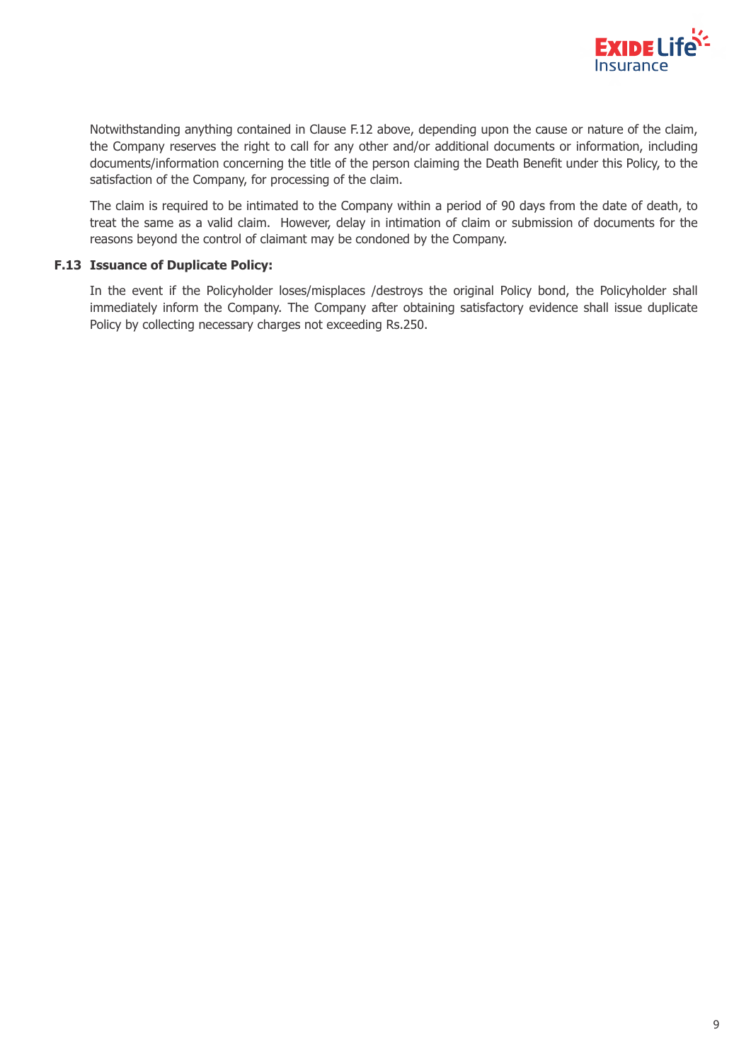Notwithstanding anything contained in Clause F.12 above, depending upon the cause or nature of the claim, the Company reserves the right to call for any other and/or additional documents or information, including documents/information concerning the title of the person claiming the Death Benefit under this Policy, to the satisfaction of the Company, for processing of the claim.

The claim is required to be intimated to the Company within a period of 90 days from the date of death, to treat the same as a valid claim. However, delay in intimation of claim or submission of documents for the reasons beyond the control of claimant may be condoned by the Company.

**F.13 Issuance of Duplicate Policy:**

In the event if the Policyholder loses/misplaces /destroys the original Policy bond, the Policyholder shall immediately inform the Company. The Company after obtaining satisfactory evidence shall issue duplicate Policy by collecting necessary charges not exceeding Rs.250.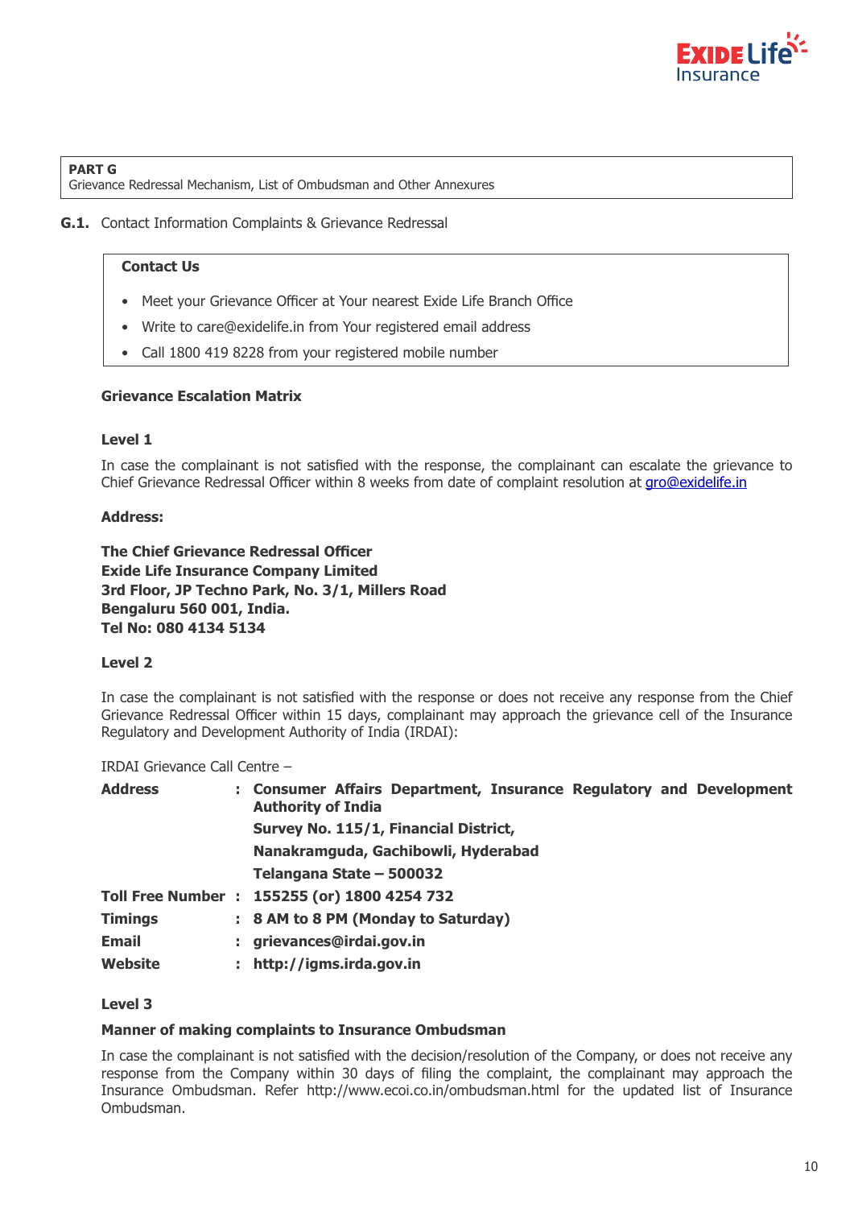**PART G**
Grievance Redressal Mechanism, List of Ombudsman and Other Annexures

**G.1.** Contact Information Complaints & Grievance Redressal

**Contact Us**

- Meet your Grievance Officer at Your nearest Exide Life Branch Office
- Write to care@exidelife.in from Your registered email address
- Call 1800 419 8228 from your registered mobile number

**Grievance Escalation Matrix**

**Level 1**

In case the complainant is not satisfied with the response, the complainant can escalate the grievance to Chief Grievance Redressal Officer within 8 weeks from date of complaint resolution at gro@exidelife.in

**Address:**

**The Chief Grievance Redressal Officer**
**Exide Life Insurance Company Limited**
**3rd Floor, JP Techno Park, No. 3/1, Millers Road**
**Bengaluru 560 001, India.**
**Tel No: 080 4134 5134**

**Level 2**

In case the complainant is not satisfied with the response or does not receive any response from the Chief Grievance Redressal Officer within 15 days, complainant may approach the grievance cell of the Insurance Regulatory and Development Authority of India (IRDAI):

IRDAI Grievance Call Centre –

| | | |
|---|---|---|
| **Address** | : | **Consumer Affairs Department, Insurance Regulatory and Development Authority of India** <br> **Survey No. 115/1, Financial District,** <br> **Nanakramguda, Gachibowli, Hyderabad** <br> **Telangana State – 500032** |
| **Toll Free Number** | : | **155255 (or) 1800 4254 732** |
| **Timings** | : | **8 AM to 8 PM (Monday to Saturday)** |
| **Email** | : | **grievances@irdai.gov.in** |
| **Website** | : | **http://igms.irda.gov.in** |

**Level 3**

**Manner of making complaints to Insurance Ombudsman**

In case the complainant is not satisfied with the decision/resolution of the Company, or does not receive any response from the Company within 30 days of filing the complaint, the complainant may approach the Insurance Ombudsman. Refer http://www.ecoi.co.in/ombudsman.html for the updated list of Insurance Ombudsman.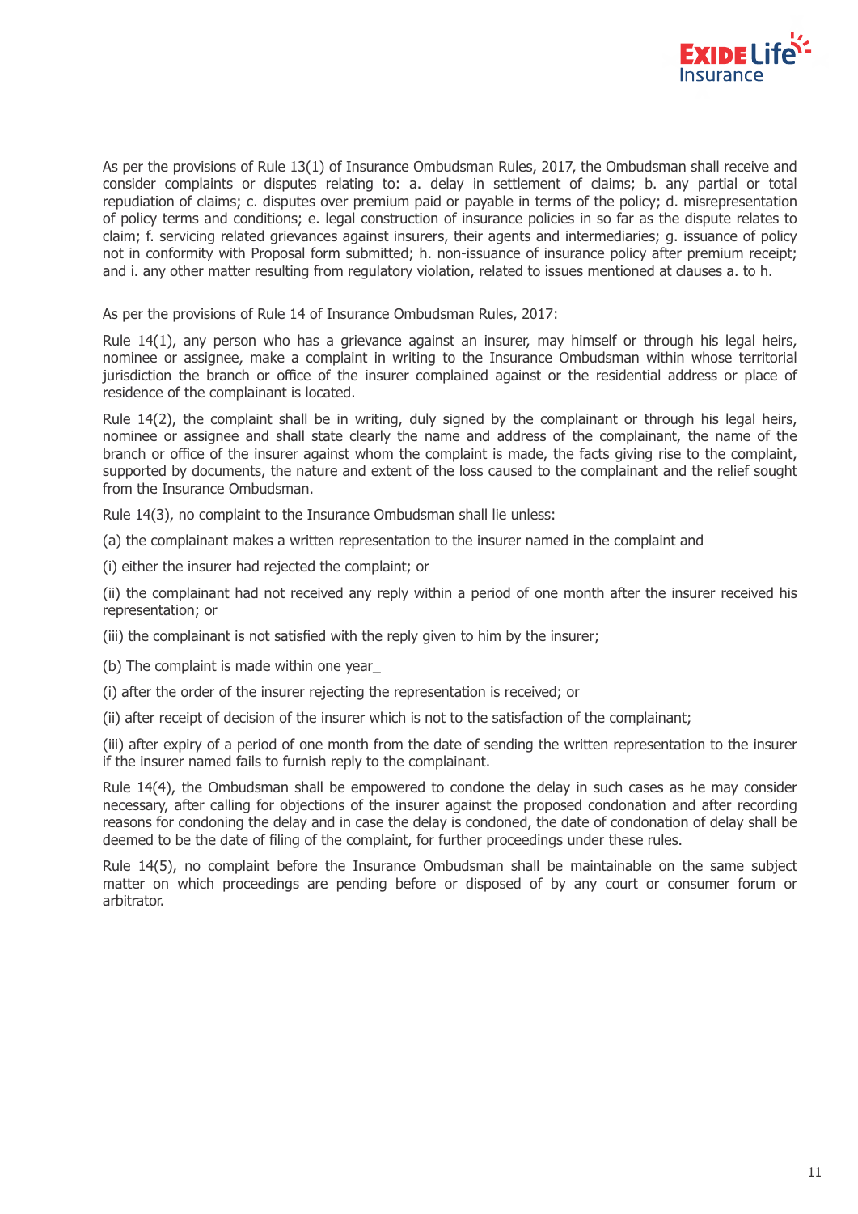As per the provisions of Rule 13(1) of Insurance Ombudsman Rules, 2017, the Ombudsman shall receive and consider complaints or disputes relating to: a. delay in settlement of claims; b. any partial or total repudiation of claims; c. disputes over premium paid or payable in terms of the policy; d. misrepresentation of policy terms and conditions; e. legal construction of insurance policies in so far as the dispute relates to claim; f. servicing related grievances against insurers, their agents and intermediaries; g. issuance of policy not in conformity with Proposal form submitted; h. non-issuance of insurance policy after premium receipt; and i. any other matter resulting from regulatory violation, related to issues mentioned at clauses a. to h.

As per the provisions of Rule 14 of Insurance Ombudsman Rules, 2017:

Rule 14(1), any person who has a grievance against an insurer, may himself or through his legal heirs, nominee or assignee, make a complaint in writing to the Insurance Ombudsman within whose territorial jurisdiction the branch or office of the insurer complained against or the residential address or place of residence of the complainant is located.

Rule 14(2), the complaint shall be in writing, duly signed by the complainant or through his legal heirs, nominee or assignee and shall state clearly the name and address of the complainant, the name of the branch or office of the insurer against whom the complaint is made, the facts giving rise to the complaint, supported by documents, the nature and extent of the loss caused to the complainant and the relief sought from the Insurance Ombudsman.

Rule 14(3), no complaint to the Insurance Ombudsman shall lie unless:

(a) the complainant makes a written representation to the insurer named in the complaint and

(i) either the insurer had rejected the complaint; or

(ii) the complainant had not received any reply within a period of one month after the insurer received his representation; or

(iii) the complainant is not satisfied with the reply given to him by the insurer;

(b) The complaint is made within one year_

(i) after the order of the insurer rejecting the representation is received; or

(ii) after receipt of decision of the insurer which is not to the satisfaction of the complainant;

(iii) after expiry of a period of one month from the date of sending the written representation to the insurer if the insurer named fails to furnish reply to the complainant.

Rule 14(4), the Ombudsman shall be empowered to condone the delay in such cases as he may consider necessary, after calling for objections of the insurer against the proposed condonation and after recording reasons for condoning the delay and in case the delay is condoned, the date of condonation of delay shall be deemed to be the date of filing of the complaint, for further proceedings under these rules.

Rule 14(5), no complaint before the Insurance Ombudsman shall be maintainable on the same subject matter on which proceedings are pending before or disposed of by any court or consumer forum or arbitrator.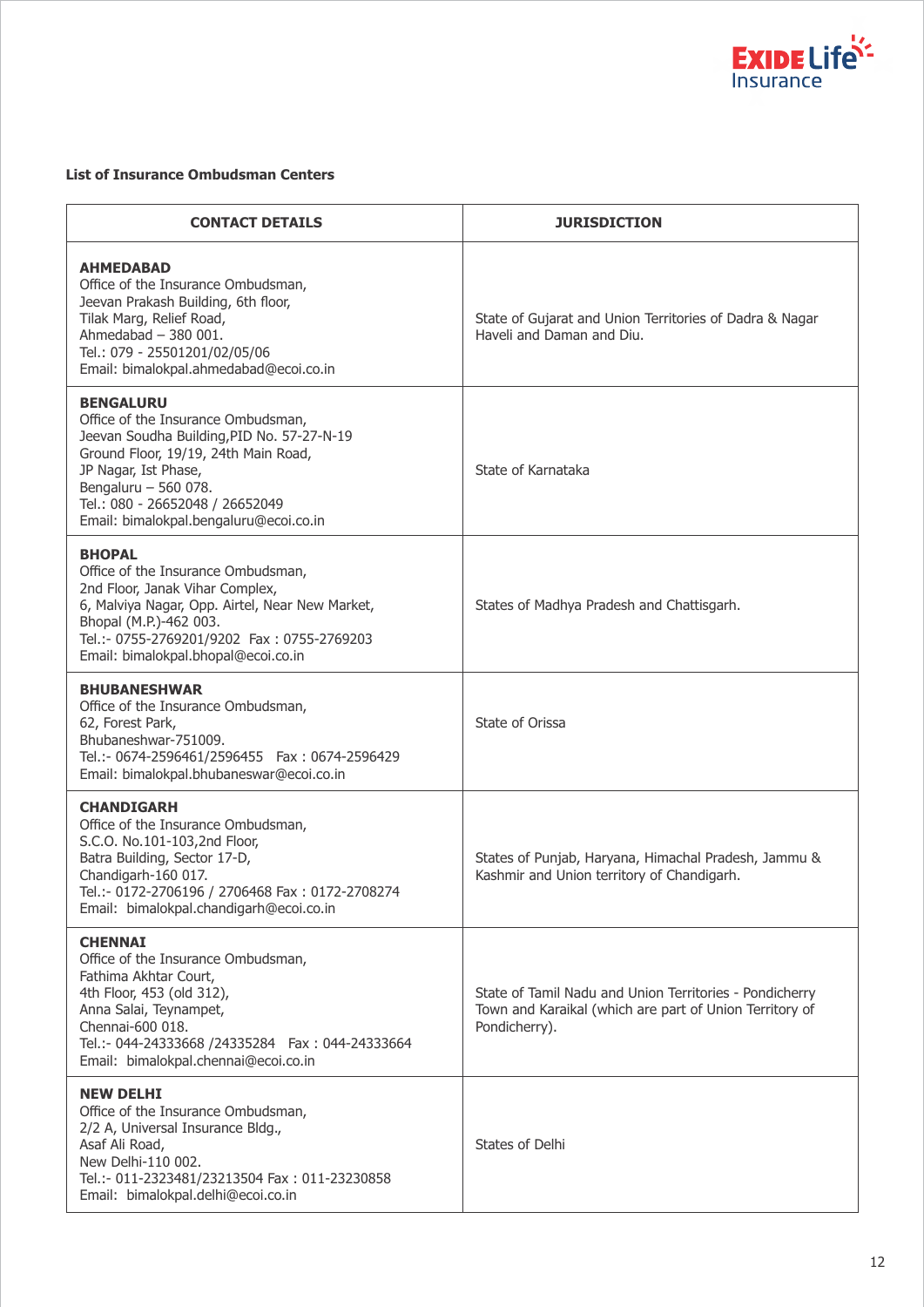**List of Insurance Ombudsman Centers**

| CONTACT DETAILS | JURISDICTION |
|---|---|
| **AHMEDABAD**<br>Office of the Insurance Ombudsman,<br>Jeevan Prakash Building, 6th floor,<br>Tilak Marg, Relief Road,<br>Ahmedabad – 380 001.<br>Tel.: 079 - 25501201/02/05/06<br>Email: bimalokpal.ahmedabad@ecoi.co.in | State of Gujarat and Union Territories of Dadra & Nagar Haveli and Daman and Diu. |
| **BENGALURU**<br>Office of the Insurance Ombudsman,<br>Jeevan Soudha Building,PID No. 57-27-N-19<br>Ground Floor, 19/19, 24th Main Road,<br>JP Nagar, Ist Phase,<br>Bengaluru – 560 078.<br>Tel.: 080 - 26652048 / 26652049<br>Email: bimalokpal.bengaluru@ecoi.co.in | State of Karnataka |
| **BHOPAL**<br>Office of the Insurance Ombudsman,<br>2nd Floor, Janak Vihar Complex,<br>6, Malviya Nagar, Opp. Airtel, Near New Market,<br>Bhopal (M.P.)-462 003.<br>Tel.:- 0755-2769201/9202 Fax : 0755-2769203<br>Email: bimalokpal.bhopal@ecoi.co.in | States of Madhya Pradesh and Chattisgarh. |
| **BHUBANESHWAR**<br>Office of the Insurance Ombudsman,<br>62, Forest Park,<br>Bhubaneshwar-751009.<br>Tel.:- 0674-2596461/2596455 Fax : 0674-2596429<br>Email: bimalokpal.bhubaneswar@ecoi.co.in | State of Orissa |
| **CHANDIGARH**<br>Office of the Insurance Ombudsman,<br>S.C.O. No.101-103,2nd Floor,<br>Batra Building, Sector 17-D,<br>Chandigarh-160 017.<br>Tel.:- 0172-2706196 / 2706468 Fax : 0172-2708274<br>Email: bimalokpal.chandigarh@ecoi.co.in | States of Punjab, Haryana, Himachal Pradesh, Jammu & Kashmir and Union territory of Chandigarh. |
| **CHENNAI**<br>Office of the Insurance Ombudsman,<br>Fathima Akhtar Court,<br>4th Floor, 453 (old 312),<br>Anna Salai, Teynampet,<br>Chennai-600 018.<br>Tel.:- 044-24333668 /24335284 Fax : 044-24333664<br>Email: bimalokpal.chennai@ecoi.co.in | State of Tamil Nadu and Union Territories - Pondicherry Town and Karaikal (which are part of Union Territory of Pondicherry). |
| **NEW DELHI**<br>Office of the Insurance Ombudsman,<br>2/2 A, Universal Insurance Bldg.,<br>Asaf Ali Road,<br>New Delhi-110 002.<br>Tel.:- 011-2323481/23213504 Fax : 011-23230858<br>Email: bimalokpal.delhi@ecoi.co.in | States of Delhi |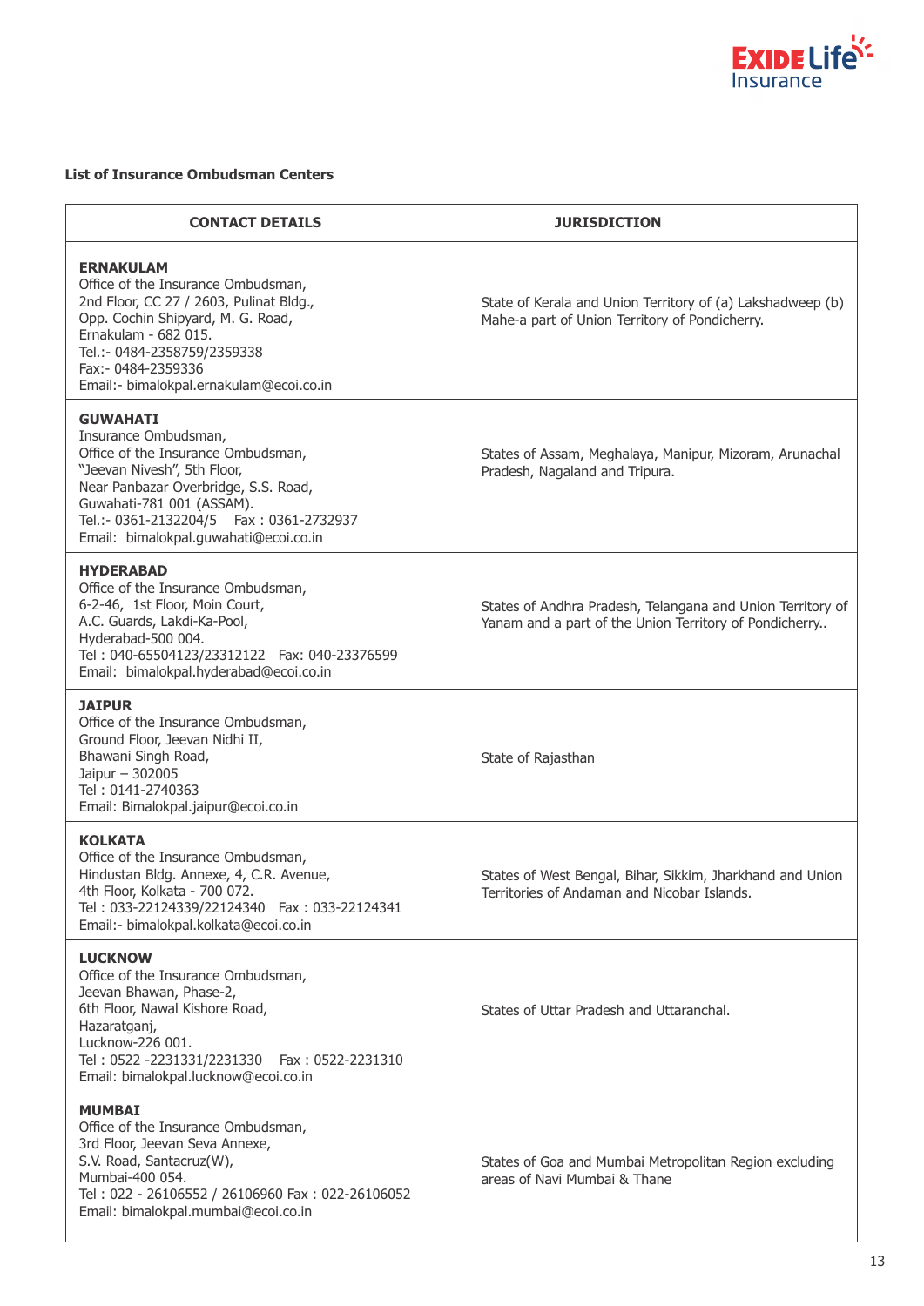**List of Insurance Ombudsman Centers**

| CONTACT DETAILS | JURISDICTION |
|---|---|
| **ERNAKULAM**<br>Office of the Insurance Ombudsman,<br>2nd Floor, CC 27 / 2603, Pulinat Bldg.,<br>Opp. Cochin Shipyard, M. G. Road,<br>Ernakulam - 682 015.<br>Tel.:- 0484-2358759/2359338<br>Fax:- 0484-2359336<br>Email:- bimalokpal.ernakulam@ecoi.co.in | State of Kerala and Union Territory of (a) Lakshadweep (b) Mahe-a part of Union Territory of Pondicherry. |
| **GUWAHATI**<br>Insurance Ombudsman,<br>Office of the Insurance Ombudsman,<br>"Jeevan Nivesh", 5th Floor,<br>Near Panbazar Overbridge, S.S. Road,<br>Guwahati-781 001 (ASSAM).<br>Tel.:- 0361-2132204/5 Fax : 0361-2732937<br>Email: bimalokpal.guwahati@ecoi.co.in | States of Assam, Meghalaya, Manipur, Mizoram, Arunachal Pradesh, Nagaland and Tripura. |
| **HYDERABAD**<br>Office of the Insurance Ombudsman,<br>6-2-46, 1st Floor, Moin Court,<br>A.C. Guards, Lakdi-Ka-Pool,<br>Hyderabad-500 004.<br>Tel : 040-65504123/23312122 Fax: 040-23376599<br>Email: bimalokpal.hyderabad@ecoi.co.in | States of Andhra Pradesh, Telangana and Union Territory of Yanam and a part of the Union Territory of Pondicherry.. |
| **JAIPUR**<br>Office of the Insurance Ombudsman,<br>Ground Floor, Jeevan Nidhi II,<br>Bhawani Singh Road,<br>Jaipur – 302005<br>Tel : 0141-2740363<br>Email: Bimalokpal.jaipur@ecoi.co.in | State of Rajasthan |
| **KOLKATA**<br>Office of the Insurance Ombudsman,<br>Hindustan Bldg. Annexe, 4, C.R. Avenue,<br>4th Floor, Kolkata - 700 072.<br>Tel : 033-22124339/22124340 Fax : 033-22124341<br>Email:- bimalokpal.kolkata@ecoi.co.in | States of West Bengal, Bihar, Sikkim, Jharkhand and Union Territories of Andaman and Nicobar Islands. |
| **LUCKNOW**<br>Office of the Insurance Ombudsman,<br>Jeevan Bhawan, Phase-2,<br>6th Floor, Nawal Kishore Road,<br>Hazaratganj,<br>Lucknow-226 001.<br>Tel : 0522 -2231331/2231330 Fax : 0522-2231310<br>Email: bimalokpal.lucknow@ecoi.co.in | States of Uttar Pradesh and Uttaranchal. |
| **MUMBAI**<br>Office of the Insurance Ombudsman,<br>3rd Floor, Jeevan Seva Annexe,<br>S.V. Road, Santacruz(W),<br>Mumbai-400 054.<br>Tel : 022 - 26106552 / 26106960 Fax : 022-26106052<br>Email: bimalokpal.mumbai@ecoi.co.in | States of Goa and Mumbai Metropolitan Region excluding areas of Navi Mumbai & Thane |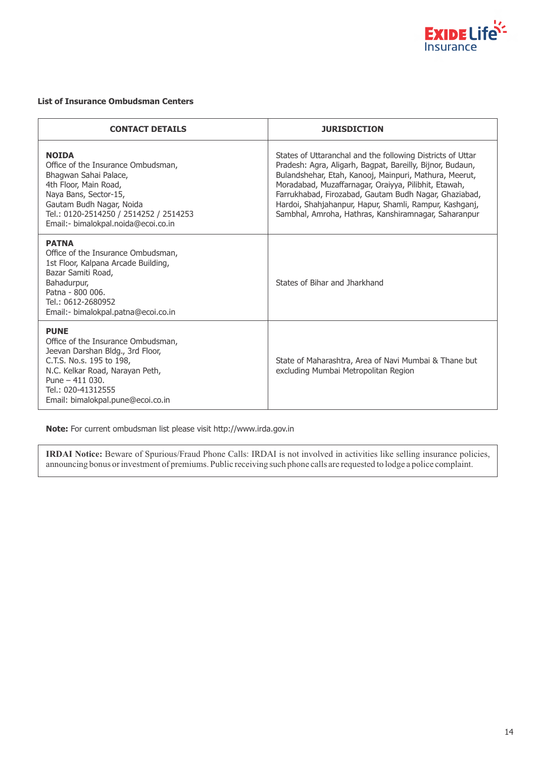**List of Insurance Ombudsman Centers**

| CONTACT DETAILS | JURISDICTION |
|---|---|
| **NOIDA**<br>Office of the Insurance Ombudsman,<br>Bhagwan Sahai Palace,<br>4th Floor, Main Road,<br>Naya Bans, Sector-15,<br>Gautam Budh Nagar, Noida<br>Tel.: 0120-2514250 / 2514252 / 2514253<br>Email:- bimalokpal.noida@ecoi.co.in | States of Uttaranchal and the following Districts of Uttar Pradesh: Agra, Aligarh, Bagpat, Bareilly, Bijnor, Budaun, Bulandshehar, Etah, Kanooj, Mainpuri, Mathura, Meerut, Moradabad, Muzaffarnagar, Oraiyya, Pilibhit, Etawah, Farrukhabad, Firozabad, Gautam Budh Nagar, Ghaziabad, Hardoi, Shahjahanpur, Hapur, Shamli, Rampur, Kashganj, Sambhal, Amroha, Hathras, Kanshiramnagar, Saharanpur |
| **PATNA**<br>Office of the Insurance Ombudsman,<br>1st Floor, Kalpana Arcade Building,<br>Bazar Samiti Road,<br>Bahadurpur,<br>Patna - 800 006.<br>Tel.: 0612-2680952<br>Email:- bimalokpal.patna@ecoi.co.in | States of Bihar and Jharkhand |
| **PUNE**<br>Office of the Insurance Ombudsman,<br>Jeevan Darshan Bldg., 3rd Floor,<br>C.T.S. No.s. 195 to 198,<br>N.C. Kelkar Road, Narayan Peth,<br>Pune – 411 030.<br>Tel.: 020-41312555<br>Email: bimalokpal.pune@ecoi.co.in | State of Maharashtra, Area of Navi Mumbai & Thane but excluding Mumbai Metropolitan Region |

**Note:** For current ombudsman list please visit http://www.irda.gov.in

**IRDAI Notice:** Beware of Spurious/Fraud Phone Calls: IRDAI is not involved in activities like selling insurance policies, announcing bonus or investment of premiums. Public receiving such phone calls are requested to lodge a police complaint.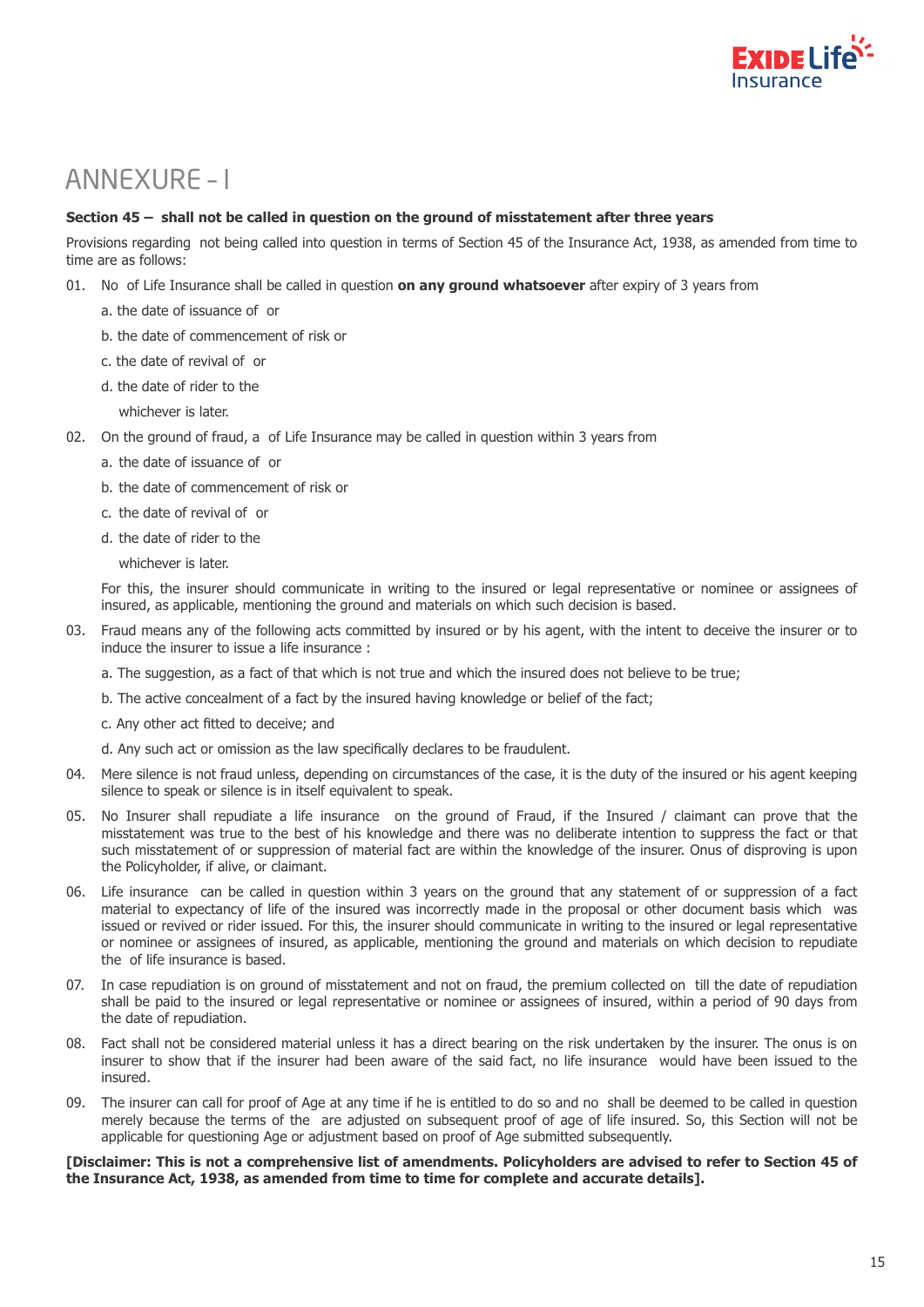# ANNEXURE - I

**Section 45 – shall not be called in question on the ground of misstatement after three years**

Provisions regarding not being called into question in terms of Section 45 of the Insurance Act, 1938, as amended from time to time are as follows:

01. No of Life Insurance shall be called in question **on any ground whatsoever** after expiry of 3 years from

    a. the date of issuance of or

    b. the date of commencement of risk or

    c. the date of revival of or

    d. the date of rider to the

    whichever is later.

02. On the ground of fraud, a of Life Insurance may be called in question within 3 years from

    a. the date of issuance of or

    b. the date of commencement of risk or

    c. the date of revival of or

    d. the date of rider to the

    whichever is later.

    For this, the insurer should communicate in writing to the insured or legal representative or nominee or assignees of insured, as applicable, mentioning the ground and materials on which such decision is based.

03. Fraud means any of the following acts committed by insured or by his agent, with the intent to deceive the insurer or to induce the insurer to issue a life insurance :

    a. The suggestion, as a fact of that which is not true and which the insured does not believe to be true;

    b. The active concealment of a fact by the insured having knowledge or belief of the fact;

    c. Any other act fitted to deceive; and

    d. Any such act or omission as the law specifically declares to be fraudulent.

04. Mere silence is not fraud unless, depending on circumstances of the case, it is the duty of the insured or his agent keeping silence to speak or silence is in itself equivalent to speak.

05. No Insurer shall repudiate a life insurance on the ground of Fraud, if the Insured / claimant can prove that the misstatement was true to the best of his knowledge and there was no deliberate intention to suppress the fact or that such misstatement of or suppression of material fact are within the knowledge of the insurer. Onus of disproving is upon the Policyholder, if alive, or claimant.

06. Life insurance can be called in question within 3 years on the ground that any statement of or suppression of a fact material to expectancy of life of the insured was incorrectly made in the proposal or other document basis which was issued or revived or rider issued. For this, the insurer should communicate in writing to the insured or legal representative or nominee or assignees of insured, as applicable, mentioning the ground and materials on which decision to repudiate the of life insurance is based.

07. In case repudiation is on ground of misstatement and not on fraud, the premium collected on till the date of repudiation shall be paid to the insured or legal representative or nominee or assignees of insured, within a period of 90 days from the date of repudiation.

08. Fact shall not be considered material unless it has a direct bearing on the risk undertaken by the insurer. The onus is on insurer to show that if the insurer had been aware of the said fact, no life insurance would have been issued to the insured.

09. The insurer can call for proof of Age at any time if he is entitled to do so and no shall be deemed to be called in question merely because the terms of the are adjusted on subsequent proof of age of life insured. So, this Section will not be applicable for questioning Age or adjustment based on proof of Age submitted subsequently.

**[Disclaimer: This is not a comprehensive list of amendments. Policyholders are advised to refer to Section 45 of the Insurance Act, 1938, as amended from time to time for complete and accurate details].**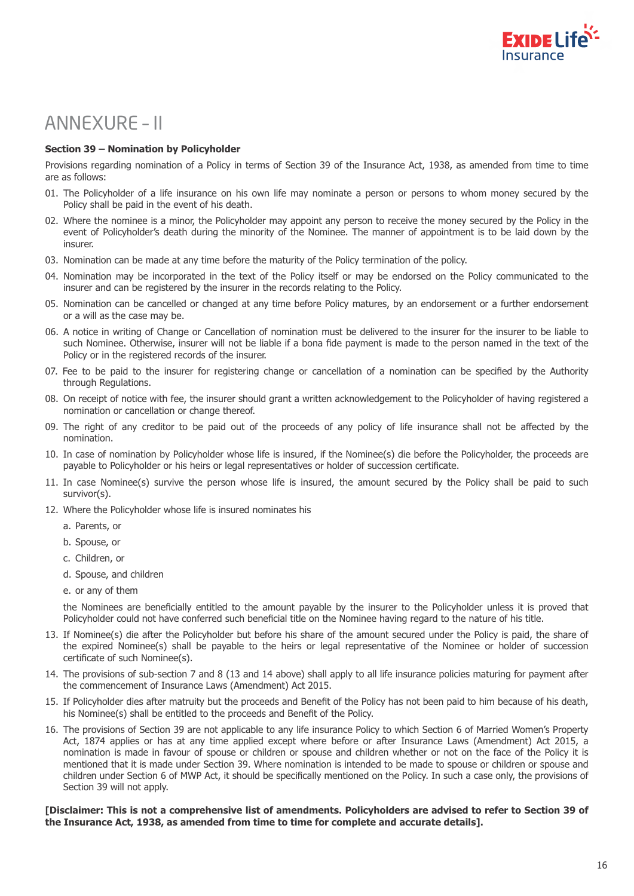# ANNEXURE - II

**Section 39 – Nomination by Policyholder**

Provisions regarding nomination of a Policy in terms of Section 39 of the Insurance Act, 1938, as amended from time to time are as follows:

01. The Policyholder of a life insurance on his own life may nominate a person or persons to whom money secured by the Policy shall be paid in the event of his death.
02. Where the nominee is a minor, the Policyholder may appoint any person to receive the money secured by the Policy in the event of Policyholder's death during the minority of the Nominee. The manner of appointment is to be laid down by the insurer.
03. Nomination can be made at any time before the maturity of the Policy termination of the policy.
04. Nomination may be incorporated in the text of the Policy itself or may be endorsed on the Policy communicated to the insurer and can be registered by the insurer in the records relating to the Policy.
05. Nomination can be cancelled or changed at any time before Policy matures, by an endorsement or a further endorsement or a will as the case may be.
06. A notice in writing of Change or Cancellation of nomination must be delivered to the insurer for the insurer to be liable to such Nominee. Otherwise, insurer will not be liable if a bona fide payment is made to the person named in the text of the Policy or in the registered records of the insurer.
07. Fee to be paid to the insurer for registering change or cancellation of a nomination can be specified by the Authority through Regulations.
08. On receipt of notice with fee, the insurer should grant a written acknowledgement to the Policyholder of having registered a nomination or cancellation or change thereof.
09. The right of any creditor to be paid out of the proceeds of any policy of life insurance shall not be affected by the nomination.
10. In case of nomination by Policyholder whose life is insured, if the Nominee(s) die before the Policyholder, the proceeds are payable to Policyholder or his heirs or legal representatives or holder of succession certificate.
11. In case Nominee(s) survive the person whose life is insured, the amount secured by the Policy shall be paid to such survivor(s).
12. Where the Policyholder whose life is insured nominates his
    a. Parents, or
    b. Spouse, or
    c. Children, or
    d. Spouse, and children
    e. or any of them

    the Nominees are beneficially entitled to the amount payable by the insurer to the Policyholder unless it is proved that Policyholder could not have conferred such beneficial title on the Nominee having regard to the nature of his title.
13. If Nominee(s) die after the Policyholder but before his share of the amount secured under the Policy is paid, the share of the expired Nominee(s) shall be payable to the heirs or legal representative of the Nominee or holder of succession certificate of such Nominee(s).
14. The provisions of sub-section 7 and 8 (13 and 14 above) shall apply to all life insurance policies maturing for payment after the commencement of Insurance Laws (Amendment) Act 2015.
15. If Policyholder dies after matruity but the proceeds and Benefit of the Policy has not been paid to him because of his death, his Nominee(s) shall be entitled to the proceeds and Benefit of the Policy.
16. The provisions of Section 39 are not applicable to any life insurance Policy to which Section 6 of Married Women's Property Act, 1874 applies or has at any time applied except where before or after Insurance Laws (Amendment) Act 2015, a nomination is made in favour of spouse or children or spouse and children whether or not on the face of the Policy it is mentioned that it is made under Section 39. Where nomination is intended to be made to spouse or children or spouse and children under Section 6 of MWP Act, it should be specifically mentioned on the Policy. In such a case only, the provisions of Section 39 will not apply.

**[Disclaimer: This is not a comprehensive list of amendments. Policyholders are advised to refer to Section 39 of the Insurance Act, 1938, as amended from time to time for complete and accurate details].**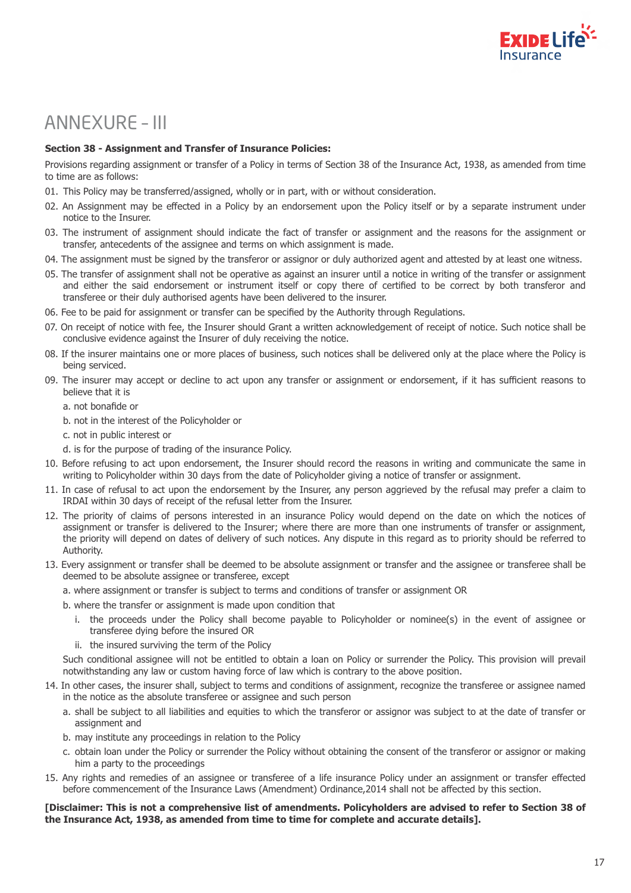# ANNEXURE – III

**Section 38 - Assignment and Transfer of Insurance Policies:**

Provisions regarding assignment or transfer of a Policy in terms of Section 38 of the Insurance Act, 1938, as amended from time to time are as follows:

01. This Policy may be transferred/assigned, wholly or in part, with or without consideration.
02. An Assignment may be effected in a Policy by an endorsement upon the Policy itself or by a separate instrument under notice to the Insurer.
03. The instrument of assignment should indicate the fact of transfer or assignment and the reasons for the assignment or transfer, antecedents of the assignee and terms on which assignment is made.
04. The assignment must be signed by the transferor or assignor or duly authorized agent and attested by at least one witness.
05. The transfer of assignment shall not be operative as against an insurer until a notice in writing of the transfer or assignment and either the said endorsement or instrument itself or copy there of certified to be correct by both transferor and transferee or their duly authorised agents have been delivered to the insurer.
06. Fee to be paid for assignment or transfer can be specified by the Authority through Regulations.
07. On receipt of notice with fee, the Insurer should Grant a written acknowledgement of receipt of notice. Such notice shall be conclusive evidence against the Insurer of duly receiving the notice.
08. If the insurer maintains one or more places of business, such notices shall be delivered only at the place where the Policy is being serviced.
09. The insurer may accept or decline to act upon any transfer or assignment or endorsement, if it has sufficient reasons to believe that it is
    a. not bonafide or
    b. not in the interest of the Policyholder or
    c. not in public interest or
    d. is for the purpose of trading of the insurance Policy.
10. Before refusing to act upon endorsement, the Insurer should record the reasons in writing and communicate the same in writing to Policyholder within 30 days from the date of Policyholder giving a notice of transfer or assignment.
11. In case of refusal to act upon the endorsement by the Insurer, any person aggrieved by the refusal may prefer a claim to IRDAI within 30 days of receipt of the refusal letter from the Insurer.
12. The priority of claims of persons interested in an insurance Policy would depend on the date on which the notices of assignment or transfer is delivered to the Insurer; where there are more than one instruments of transfer or assignment, the priority will depend on dates of delivery of such notices. Any dispute in this regard as to priority should be referred to Authority.
13. Every assignment or transfer shall be deemed to be absolute assignment or transfer and the assignee or transferee shall be deemed to be absolute assignee or transferee, except
    a. where assignment or transfer is subject to terms and conditions of transfer or assignment OR
    b. where the transfer or assignment is made upon condition that
        i. the proceeds under the Policy shall become payable to Policyholder or nominee(s) in the event of assignee or transferee dying before the insured OR
        ii. the insured surviving the term of the Policy

    Such conditional assignee will not be entitled to obtain a loan on Policy or surrender the Policy. This provision will prevail notwithstanding any law or custom having force of law which is contrary to the above position.
14. In other cases, the insurer shall, subject to terms and conditions of assignment, recognize the transferee or assignee named in the notice as the absolute transferee or assignee and such person
    a. shall be subject to all liabilities and equities to which the transferor or assignor was subject to at the date of transfer or assignment and
    b. may institute any proceedings in relation to the Policy
    c. obtain loan under the Policy or surrender the Policy without obtaining the consent of the transferor or assignor or making him a party to the proceedings
15. Any rights and remedies of an assignee or transferee of a life insurance Policy under an assignment or transfer effected before commencement of the Insurance Laws (Amendment) Ordinance,2014 shall not be affected by this section.

**[Disclaimer: This is not a comprehensive list of amendments. Policyholders are advised to refer to Section 38 of the Insurance Act, 1938, as amended from time to time for complete and accurate details].**